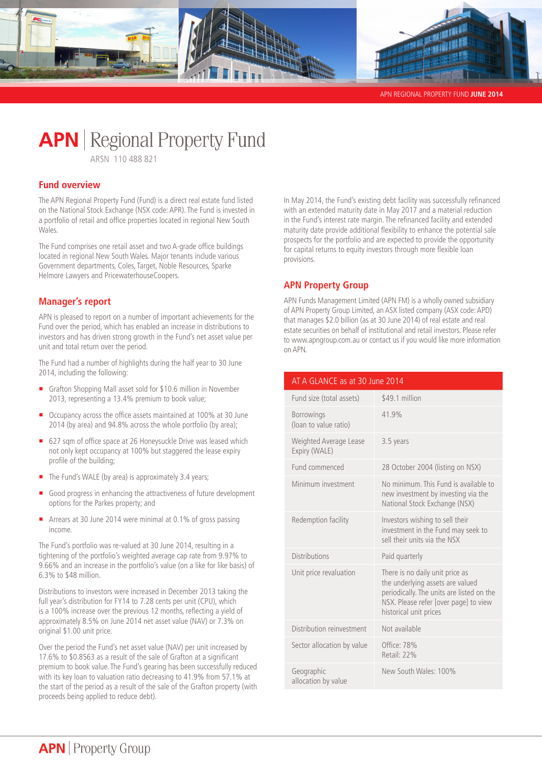# APN | Regional Property Fund

ARSN 110 488 821

## Fund overview

The APN Regional Property Fund (Fund) is a direct real estate fund listed on the National Stock Exchange (NSX code: APR). The Fund is invested in a portfolio of retail and office properties located in regional New South Wales.

The Fund comprises one retail asset and two A-grade office buildings located in regional New South Wales. Major tenants include various Government departments, Coles, Target, Noble Resources, Sparke Helmore Lawyers and PricewaterhouseCoopers.

## Manager's report

APN is pleased to report on a number of important achievements for the Fund over the period, which has enabled an increase in distributions to investors and has driven strong growth in the Fund's net asset value per unit and total return over the period.

The Fund had a number of highlights during the half year to 30 June 2014, including the following:

- Grafton Shopping Mall asset sold for $10.6 million in November 2013, representing a 13.4% premium to book value;
- Occupancy across the office assets maintained at 100% at 30 June 2014 (by area) and 94.8% across the whole portfolio (by area);
- 627 sqm of office space at 26 Honeysuckle Drive was leased which not only kept occupancy at 100% but staggered the lease expiry profile of the building;
- The Fund's WALE (by area) is approximately 3.4 years;
- Good progress in enhancing the attractiveness of future development options for the Parkes property; and
- Arrears at 30 June 2014 were minimal at 0.1% of gross passing income.

The Fund's portfolio was re-valued at 30 June 2014, resulting in a tightening of the portfolio's weighted average cap rate from 9.97% to 9.66% and an increase in the portfolio's value (on a like for like basis) of 6.3% to $48 million.

Distributions to investors were increased in December 2013 taking the full year's distribution for FY14 to 7.28 cents per unit (CPU), which is a 100% increase over the previous 12 months, reflecting a yield of approximately 8.5% on June 2014 net asset value (NAV) or 7.3% on original $1.00 unit price.

Over the period the Fund's net asset value (NAV) per unit increased by 17.6% to $0.8563 as a result of the sale of Grafton at a significant premium to book value. The Fund's gearing has been successfully reduced with its key loan to valuation ratio decreasing to 41.9% from 57.1% at the start of the period as a result of the sale of the Grafton property (with proceeds being applied to reduce debt).

In May 2014, the Fund's existing debt facility was successfully refinanced with an extended maturity date in May 2017 and a material reduction in the Fund's interest rate margin. The refinanced facility and extended maturity date provide additional flexibility to enhance the potential sale prospects for the portfolio and are expected to provide the opportunity for capital returns to equity investors through more flexible loan provisions.

## APN Property Group

APN Funds Management Limited (APN FM) is a wholly owned subsidiary of APN Property Group Limited, an ASX listed company (ASX code: APD) that manages $2.0 billion (as at 30 June 2014) of real estate and real estate securities on behalf of institutional and retail investors. Please refer to www.apngroup.com.au or contact us if you would like more information on APN.

| AT A GLANCE as at 30 June 2014 | |
|---|---|
| Fund size (total assets) | $49.1 million |
| Borrowings (loan to value ratio) | 41.9% |
| Weighted Average Lease Expiry (WALE) | 3.5 years |
| Fund commenced | 28 October 2004 (listing on NSX) |
| Minimum investment | No minimum. This Fund is available to new investment by investing via the National Stock Exchange (NSX) |
| Redemption facility | Investors wishing to sell their investment in the Fund may seek to sell their units via the NSX |
| Distributions | Paid quarterly |
| Unit price revaluation | There is no daily unit price as the underlying assets are valued periodically. The units are listed on the NSX. Please refer [over page] to view historical unit prices |
| Distribution reinvestment | Not available |
| Sector allocation by value | Office: 78%<br>Retail: 22% |
| Geographic allocation by value | New South Wales: 100% |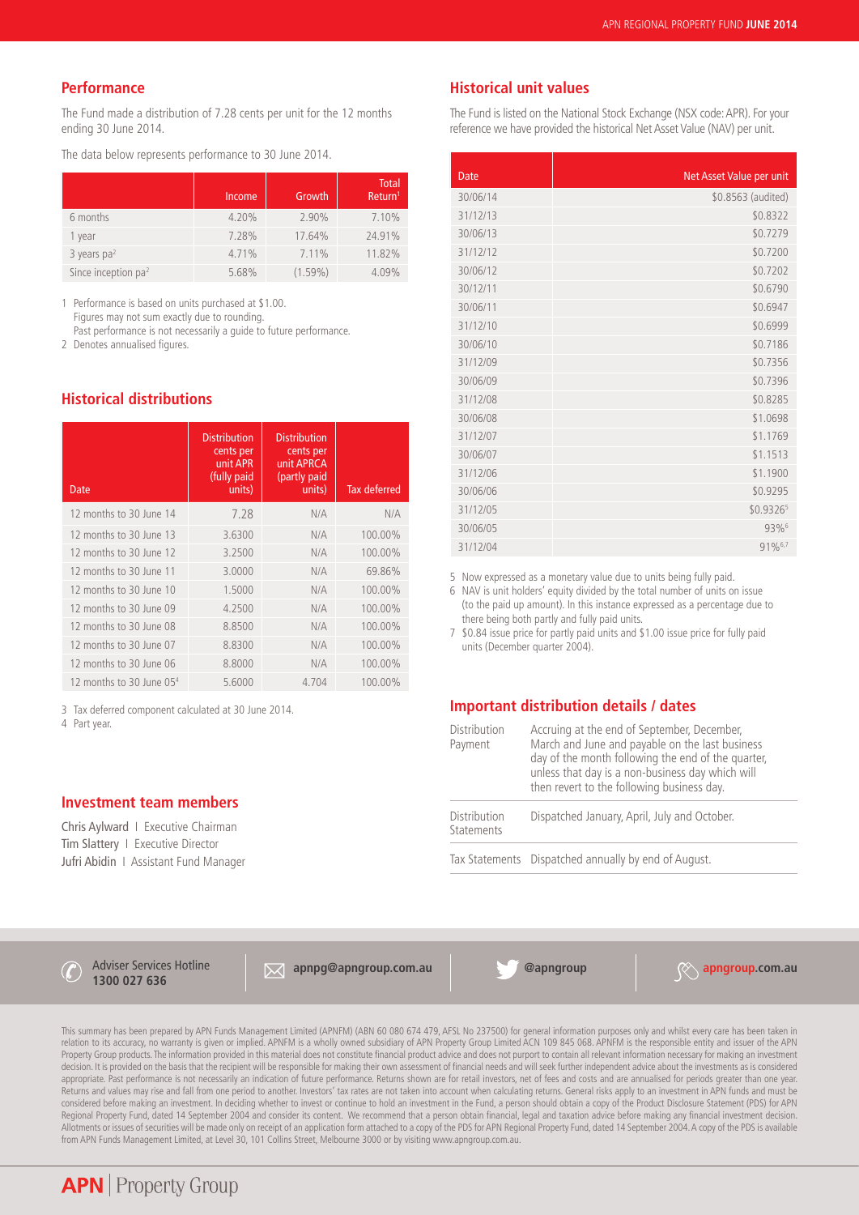## Performance

The Fund made a distribution of 7.28 cents per unit for the 12 months ending 30 June 2014.

The data below represents performance to 30 June 2014.

| | Income | Growth | Total Return[1] |
|---|---|---|---|
| 6 months | 4.20% | 2.90% | 7.10% |
| 1 year | 7.28% | 17.64% | 24.91% |
| 3 years pa[2] | 4.71% | 7.11% | 11.82% |
| Since inception pa[2] | 5.68% | (1.59%) | 4.09% |

1 Performance is based on units purchased at $1.00.
Figures may not sum exactly due to rounding.
Past performance is not necessarily a guide to future performance.

2 Denotes annualised figures.

## Historical distributions

| Date | Distribution cents per unit APR (fully paid units) | Distribution cents per unit APRCA (partly paid units) | Tax deferred |
|---|---|---|---|
| 12 months to 30 June 14 | 7.28 | N/A | N/A |
| 12 months to 30 June 13 | 3.6300 | N/A | 100.00% |
| 12 months to 30 June 12 | 3.2500 | N/A | 100.00% |
| 12 months to 30 June 11 | 3.0000 | N/A | 69.86% |
| 12 months to 30 June 10 | 1.5000 | N/A | 100.00% |
| 12 months to 30 June 09 | 4.2500 | N/A | 100.00% |
| 12 months to 30 June 08 | 8.8500 | N/A | 100.00% |
| 12 months to 30 June 07 | 8.8300 | N/A | 100.00% |
| 12 months to 30 June 06 | 8.8000 | N/A | 100.00% |
| 12 months to 30 June 05[4] | 5.6000 | 4.704 | 100.00% |

3 Tax deferred component calculated at 30 June 2014.

4 Part year.

## Investment team members

Chris Aylward | Executive Chairman
Tim Slattery | Executive Director
Jufri Abidin | Assistant Fund Manager

## Historical unit values

The Fund is listed on the National Stock Exchange (NSX code: APR). For your reference we have provided the historical Net Asset Value (NAV) per unit.

| Date | Net Asset Value per unit |
|---|---|
| 30/06/14 | $0.8563 (audited) |
| 31/12/13 | $0.8322 |
| 30/06/13 | $0.7279 |
| 31/12/12 | $0.7200 |
| 30/06/12 | $0.7202 |
| 30/12/11 | $0.6790 |
| 30/06/11 | $0.6947 |
| 31/12/10 | $0.6999 |
| 30/06/10 | $0.7186 |
| 31/12/09 | $0.7356 |
| 30/06/09 | $0.7396 |
| 31/12/08 | $0.8285 |
| 30/06/08 | $1.0698 |
| 31/12/07 | $1.1769 |
| 30/06/07 | $1.1513 |
| 31/12/06 | $1.1900 |
| 30/06/06 | $0.9295 |
| 31/12/05 | $0.9326[5] |
| 30/06/05 | 93%[6] |
| 31/12/04 | 91%[6,7] |

5 Now expressed as a monetary value due to units being fully paid.

6 NAV is unit holders' equity divided by the total number of units on issue (to the paid up amount). In this instance expressed as a percentage due to there being both partly and fully paid units.

7 $0.84 issue price for partly paid units and $1.00 issue price for fully paid units (December quarter 2004).

## Important distribution details / dates

| | |
|---|---|
| Distribution Payment | Accruing at the end of September, December, March and June and payable on the last business day of the month following the end of the quarter, unless that day is a non-business day which will then revert to the following business day. |
| Distribution Statements | Dispatched January, April, July and October. |
| Tax Statements | Dispatched annually by end of August. |

Adviser Services Hotline **1300 027 636** | **apnpg@apngroup.com.au** | **@apngroup** | **apngroup.com.au**

This summary has been prepared by APN Funds Management Limited (APNFM) (ABN 60 080 674 479, AFSL No 237500) for general information purposes only and whilst every care has been taken in relation to its accuracy, no warranty is given or implied. APNFM is a wholly owned subsidiary of APN Property Group Limited ACN 109 845 068. APNFM is the responsible entity and issuer of the APN Property Group products. The information provided in this material does not constitute financial product advice and does not purport to contain all relevant information necessary for making an investment decision. It is provided on the basis that the recipient will be responsible for making their own assessment of financial needs and will seek further independent advice about the investments as is considered appropriate. Past performance is not necessarily an indication of future performance. Returns shown are for retail investors, net of fees and costs and are annualised for periods greater than one year. Returns and values may rise and fall from one period to another. Investors' tax rates are not taken into account when calculating returns. General risks apply to an investment in APN funds and must be considered before making an investment. In deciding whether to invest or continue to hold an investment in the Fund, a person should obtain a copy of the Product Disclosure Statement (PDS) for APN Regional Property Fund, dated 14 September 2004 and consider its content. We recommend that a person obtain financial, legal and taxation advice before making any financial investment decision. Allotments or issues of securities will be made only on receipt of an application form attached to a copy of the PDS for APN Regional Property Fund, dated 14 September 2004. A copy of the PDS is available from APN Funds Management Limited, at Level 30, 101 Collins Street, Melbourne 3000 or by visiting www.apngroup.com.au.

**APN** | Property Group